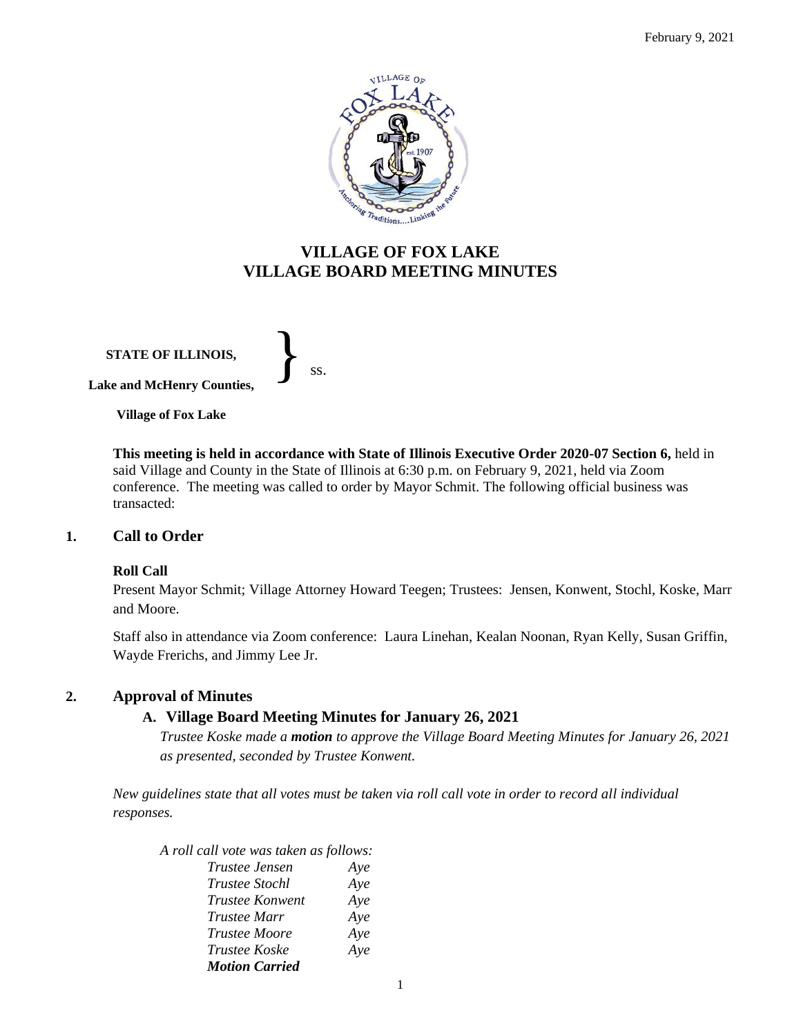February 9, 2021

# VILLAGE OF FOX LAKE
# VILLAGE BOARD MEETING MINUTES

**STATE OF ILLINOIS,** } ss.
**Lake and McHenry Counties,**

**Village of Fox Lake**

**This meeting is held in accordance with State of Illinois Executive Order 2020-07 Section 6,** held in said Village and County in the State of Illinois at 6:30 p.m. on February 9, 2021, held via Zoom conference. The meeting was called to order by Mayor Schmit. The following official business was transacted:

## 1. Call to Order

**Roll Call**

Present Mayor Schmit; Village Attorney Howard Teegen; Trustees: Jensen, Konwent, Stochl, Koske, Marr and Moore.

Staff also in attendance via Zoom conference: Laura Linehan, Kealan Noonan, Ryan Kelly, Susan Griffin, Wayde Frerichs, and Jimmy Lee Jr.

## 2. Approval of Minutes

### A. Village Board Meeting Minutes for January 26, 2021

*Trustee Koske made a **motion** to approve the Village Board Meeting Minutes for January 26, 2021 as presented, seconded by Trustee Konwent.*

*New guidelines state that all votes must be taken via roll call vote in order to record all individual responses.*

*A roll call vote was taken as follows:*

| | |
|---|---|
| *Trustee Jensen* | *Aye* |
| *Trustee Stochl* | *Aye* |
| *Trustee Konwent* | *Aye* |
| *Trustee Marr* | *Aye* |
| *Trustee Moore* | *Aye* |
| *Trustee Koske* | *Aye* |

***Motion Carried***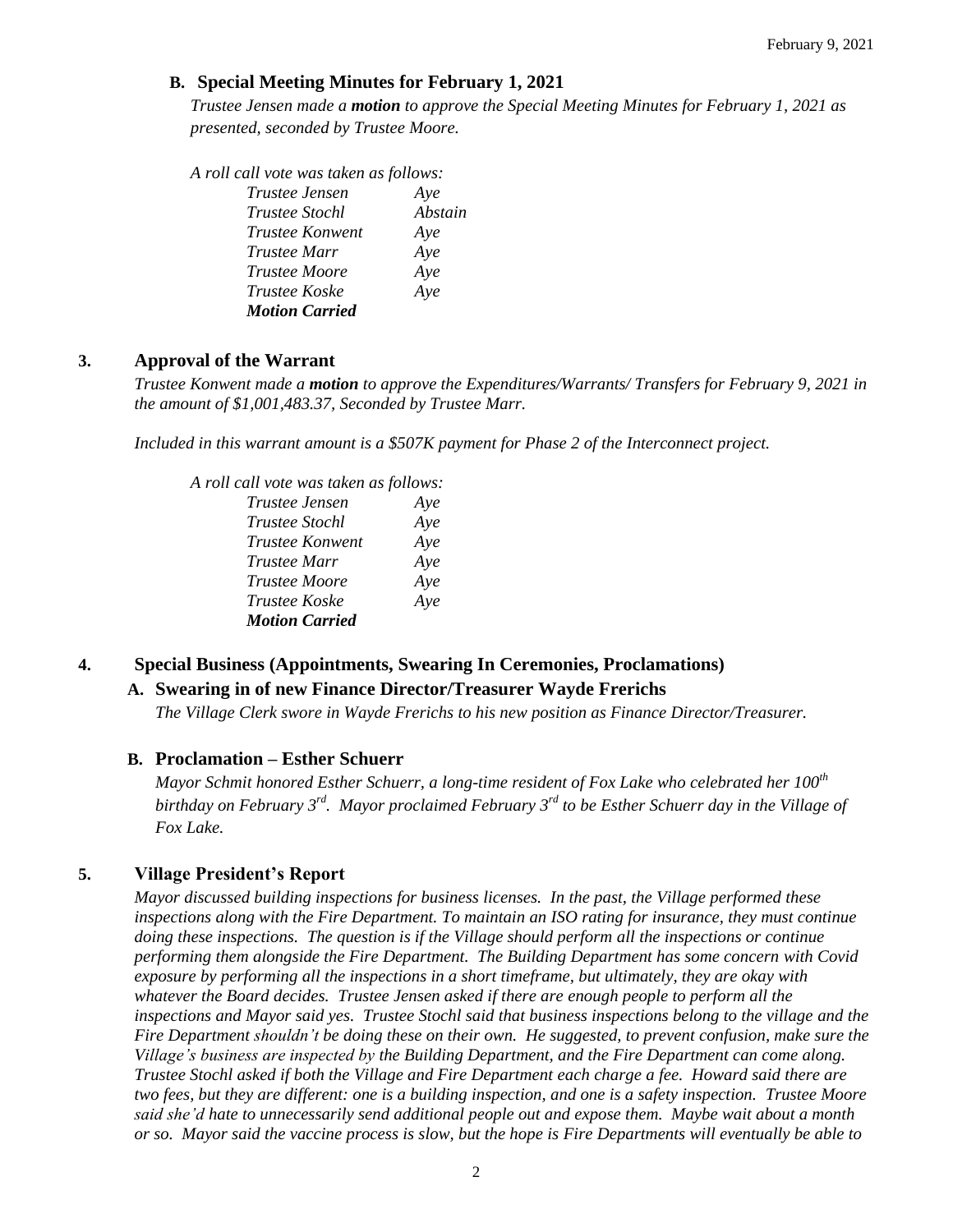### B. Special Meeting Minutes for February 1, 2021

*Trustee Jensen made a **motion** to approve the Special Meeting Minutes for February 1, 2021 as presented, seconded by Trustee Moore.*

*A roll call vote was taken as follows:*

| | |
|---|---|
| *Trustee Jensen* | *Aye* |
| *Trustee Stochl* | *Abstain* |
| *Trustee Konwent* | *Aye* |
| *Trustee Marr* | *Aye* |
| *Trustee Moore* | *Aye* |
| *Trustee Koske* | *Aye* |
| ***Motion Carried*** | |

## 3. Approval of the Warrant

*Trustee Konwent made a **motion** to approve the Expenditures/Warrants/ Transfers for February 9, 2021 in the amount of $1,001,483.37, Seconded by Trustee Marr.*

*Included in this warrant amount is a $507K payment for Phase 2 of the Interconnect project.*

*A roll call vote was taken as follows:*

| | |
|---|---|
| *Trustee Jensen* | *Aye* |
| *Trustee Stochl* | *Aye* |
| *Trustee Konwent* | *Aye* |
| *Trustee Marr* | *Aye* |
| *Trustee Moore* | *Aye* |
| *Trustee Koske* | *Aye* |
| ***Motion Carried*** | |

## 4. Special Business (Appointments, Swearing In Ceremonies, Proclamations)

### A. Swearing in of new Finance Director/Treasurer Wayde Frerichs

*The Village Clerk swore in Wayde Frerichs to his new position as Finance Director/Treasurer.*

### B. Proclamation – Esther Schuerr

*Mayor Schmit honored Esther Schuerr, a long-time resident of Fox Lake who celebrated her 100th birthday on February 3rd. Mayor proclaimed February 3rd to be Esther Schuerr day in the Village of Fox Lake.*

## 5. Village President's Report

*Mayor discussed building inspections for business licenses. In the past, the Village performed these inspections along with the Fire Department. To maintain an ISO rating for insurance, they must continue doing these inspections. The question is if the Village should perform all the inspections or continue performing them alongside the Fire Department. The Building Department has some concern with Covid exposure by performing all the inspections in a short timeframe, but ultimately, they are okay with whatever the Board decides. Trustee Jensen asked if there are enough people to perform all the inspections and Mayor said yes. Trustee Stochl said that business inspections belong to the village and the Fire Department shouldn't be doing these on their own. He suggested, to prevent confusion, make sure the Village's business are inspected by the Building Department, and the Fire Department can come along. Trustee Stochl asked if both the Village and Fire Department each charge a fee. Howard said there are two fees, but they are different: one is a building inspection, and one is a safety inspection. Trustee Moore said she'd hate to unnecessarily send additional people out and expose them. Maybe wait about a month or so. Mayor said the vaccine process is slow, but the hope is Fire Departments will eventually be able to*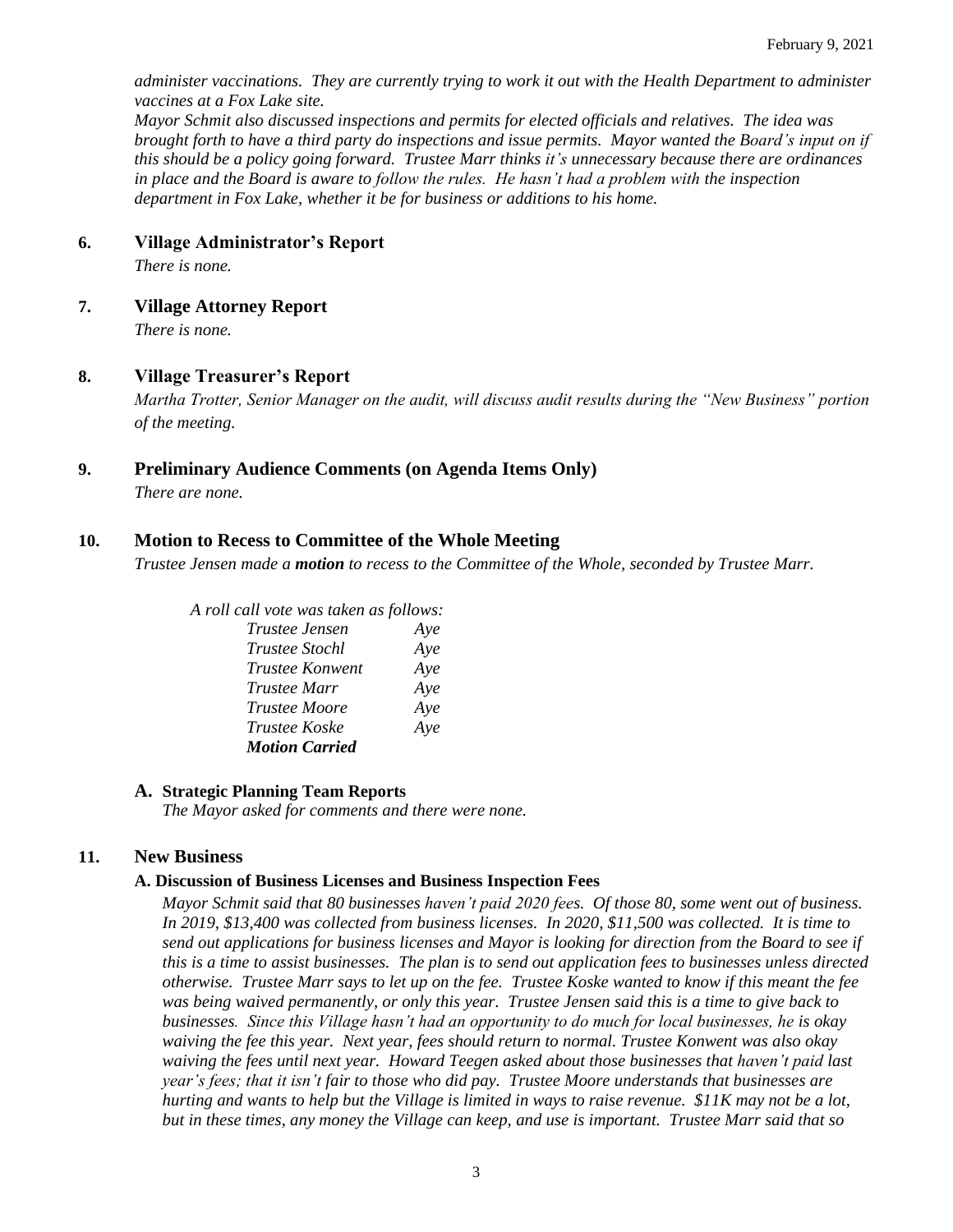*administer vaccinations. They are currently trying to work it out with the Health Department to administer vaccines at a Fox Lake site.*

*Mayor Schmit also discussed inspections and permits for elected officials and relatives. The idea was brought forth to have a third party do inspections and issue permits. Mayor wanted the Board's input on if this should be a policy going forward. Trustee Marr thinks it's unnecessary because there are ordinances in place and the Board is aware to follow the rules. He hasn't had a problem with the inspection department in Fox Lake, whether it be for business or additions to his home.*

## 6. Village Administrator's Report

*There is none.*

## 7. Village Attorney Report

*There is none.*

## 8. Village Treasurer's Report

*Martha Trotter, Senior Manager on the audit, will discuss audit results during the "New Business" portion of the meeting.*

## 9. Preliminary Audience Comments (on Agenda Items Only)

*There are none.*

## 10. Motion to Recess to Committee of the Whole Meeting

*Trustee Jensen made a **motion** to recess to the Committee of the Whole, seconded by Trustee Marr.*

*A roll call vote was taken as follows:*

| | |
|---|---|
| *Trustee Jensen* | *Aye* |
| *Trustee Stochl* | *Aye* |
| *Trustee Konwent* | *Aye* |
| *Trustee Marr* | *Aye* |
| *Trustee Moore* | *Aye* |
| *Trustee Koske* | *Aye* |
| ***Motion Carried*** | |

### A. Strategic Planning Team Reports

*The Mayor asked for comments and there were none.*

## 11. New Business

### A. Discussion of Business Licenses and Business Inspection Fees

*Mayor Schmit said that 80 businesses haven't paid 2020 fees. Of those 80, some went out of business. In 2019, $13,400 was collected from business licenses. In 2020, $11,500 was collected. It is time to send out applications for business licenses and Mayor is looking for direction from the Board to see if this is a time to assist businesses. The plan is to send out application fees to businesses unless directed otherwise. Trustee Marr says to let up on the fee. Trustee Koske wanted to know if this meant the fee was being waived permanently, or only this year. Trustee Jensen said this is a time to give back to businesses. Since this Village hasn't had an opportunity to do much for local businesses, he is okay waiving the fee this year. Next year, fees should return to normal. Trustee Konwent was also okay waiving the fees until next year. Howard Teegen asked about those businesses that haven't paid last year's fees; that it isn't fair to those who did pay. Trustee Moore understands that businesses are hurting and wants to help but the Village is limited in ways to raise revenue. $11K may not be a lot, but in these times, any money the Village can keep, and use is important. Trustee Marr said that so*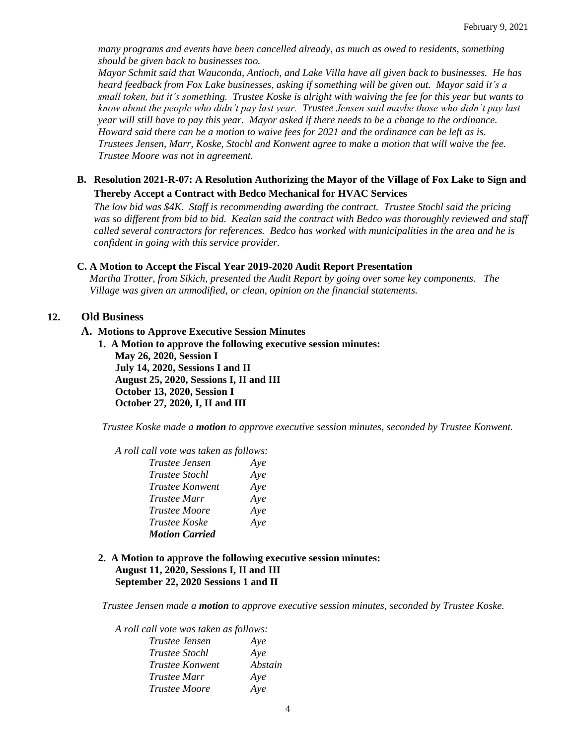*many programs and events have been cancelled already, as much as owed to residents, something should be given back to businesses too.*

*Mayor Schmit said that Wauconda, Antioch, and Lake Villa have all given back to businesses. He has heard feedback from Fox Lake businesses, asking if something will be given out. Mayor said it's a small token, but it's something. Trustee Koske is alright with waiving the fee for this year but wants to know about the people who didn't pay last year. Trustee Jensen said maybe those who didn't pay last year will still have to pay this year. Mayor asked if there needs to be a change to the ordinance. Howard said there can be a motion to waive fees for 2021 and the ordinance can be left as is. Trustees Jensen, Marr, Koske, Stochl and Konwent agree to make a motion that will waive the fee. Trustee Moore was not in agreement.*

**B. Resolution 2021-R-07: A Resolution Authorizing the Mayor of the Village of Fox Lake to Sign and Thereby Accept a Contract with Bedco Mechanical for HVAC Services**

*The low bid was $4K. Staff is recommending awarding the contract. Trustee Stochl said the pricing was so different from bid to bid. Kealan said the contract with Bedco was thoroughly reviewed and staff called several contractors for references. Bedco has worked with municipalities in the area and he is confident in going with this service provider.*

**C. A Motion to Accept the Fiscal Year 2019-2020 Audit Report Presentation**

*Martha Trotter, from Sikich, presented the Audit Report by going over some key components. The Village was given an unmodified, or clean, opinion on the financial statements.*

## 12. Old Business

**A. Motions to Approve Executive Session Minutes**

**1. A Motion to approve the following executive session minutes:**
**May 26, 2020, Session I**
**July 14, 2020, Sessions I and II**
**August 25, 2020, Sessions I, II and III**
**October 13, 2020, Session I**
**October 27, 2020, I, II and III**

*Trustee Koske made a* ***motion*** *to approve executive session minutes, seconded by Trustee Konwent.*

*A roll call vote was taken as follows:*

| | |
|---|---|
| *Trustee Jensen* | *Aye* |
| *Trustee Stochl* | *Aye* |
| *Trustee Konwent* | *Aye* |
| *Trustee Marr* | *Aye* |
| *Trustee Moore* | *Aye* |
| *Trustee Koske* | *Aye* |
| ***Motion Carried*** | |

**2. A Motion to approve the following executive session minutes:**
**August 11, 2020, Sessions I, II and III**
**September 22, 2020 Sessions 1 and II**

*Trustee Jensen made a* ***motion*** *to approve executive session minutes, seconded by Trustee Koske.*

*A roll call vote was taken as follows:*

| | |
|---|---|
| *Trustee Jensen* | *Aye* |
| *Trustee Stochl* | *Aye* |
| *Trustee Konwent* | *Abstain* |
| *Trustee Marr* | *Aye* |
| *Trustee Moore* | *Aye* |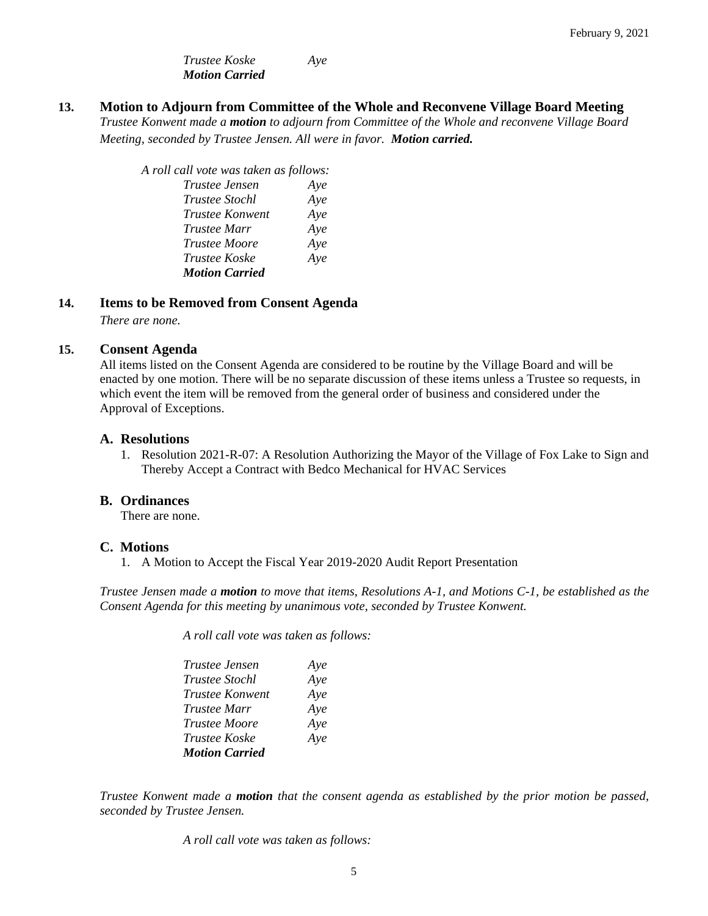*Trustee Koske* *Aye*
***Motion Carried***

## 13. Motion to Adjourn from Committee of the Whole and Reconvene Village Board Meeting

*Trustee Konwent made a **motion** to adjourn from Committee of the Whole and reconvene Village Board Meeting, seconded by Trustee Jensen. All were in favor. **Motion carried.***

*A roll call vote was taken as follows:*

| | |
|---|---|
| *Trustee Jensen* | *Aye* |
| *Trustee Stochl* | *Aye* |
| *Trustee Konwent* | *Aye* |
| *Trustee Marr* | *Aye* |
| *Trustee Moore* | *Aye* |
| *Trustee Koske* | *Aye* |
| ***Motion Carried*** | |

## 14. Items to be Removed from Consent Agenda

*There are none.*

## 15. Consent Agenda

All items listed on the Consent Agenda are considered to be routine by the Village Board and will be enacted by one motion. There will be no separate discussion of these items unless a Trustee so requests, in which event the item will be removed from the general order of business and considered under the Approval of Exceptions.

### A. Resolutions

1. Resolution 2021-R-07: A Resolution Authorizing the Mayor of the Village of Fox Lake to Sign and Thereby Accept a Contract with Bedco Mechanical for HVAC Services

### B. Ordinances

There are none.

### C. Motions

1. A Motion to Accept the Fiscal Year 2019-2020 Audit Report Presentation

*Trustee Jensen made a **motion** to move that items, Resolutions A-1, and Motions C-1, be established as the Consent Agenda for this meeting by unanimous vote, seconded by Trustee Konwent.*

*A roll call vote was taken as follows:*

| | |
|---|---|
| *Trustee Jensen* | *Aye* |
| *Trustee Stochl* | *Aye* |
| *Trustee Konwent* | *Aye* |
| *Trustee Marr* | *Aye* |
| *Trustee Moore* | *Aye* |
| *Trustee Koske* | *Aye* |
| ***Motion Carried*** | |

*Trustee Konwent made a **motion** that the consent agenda as established by the prior motion be passed, seconded by Trustee Jensen.*

*A roll call vote was taken as follows:*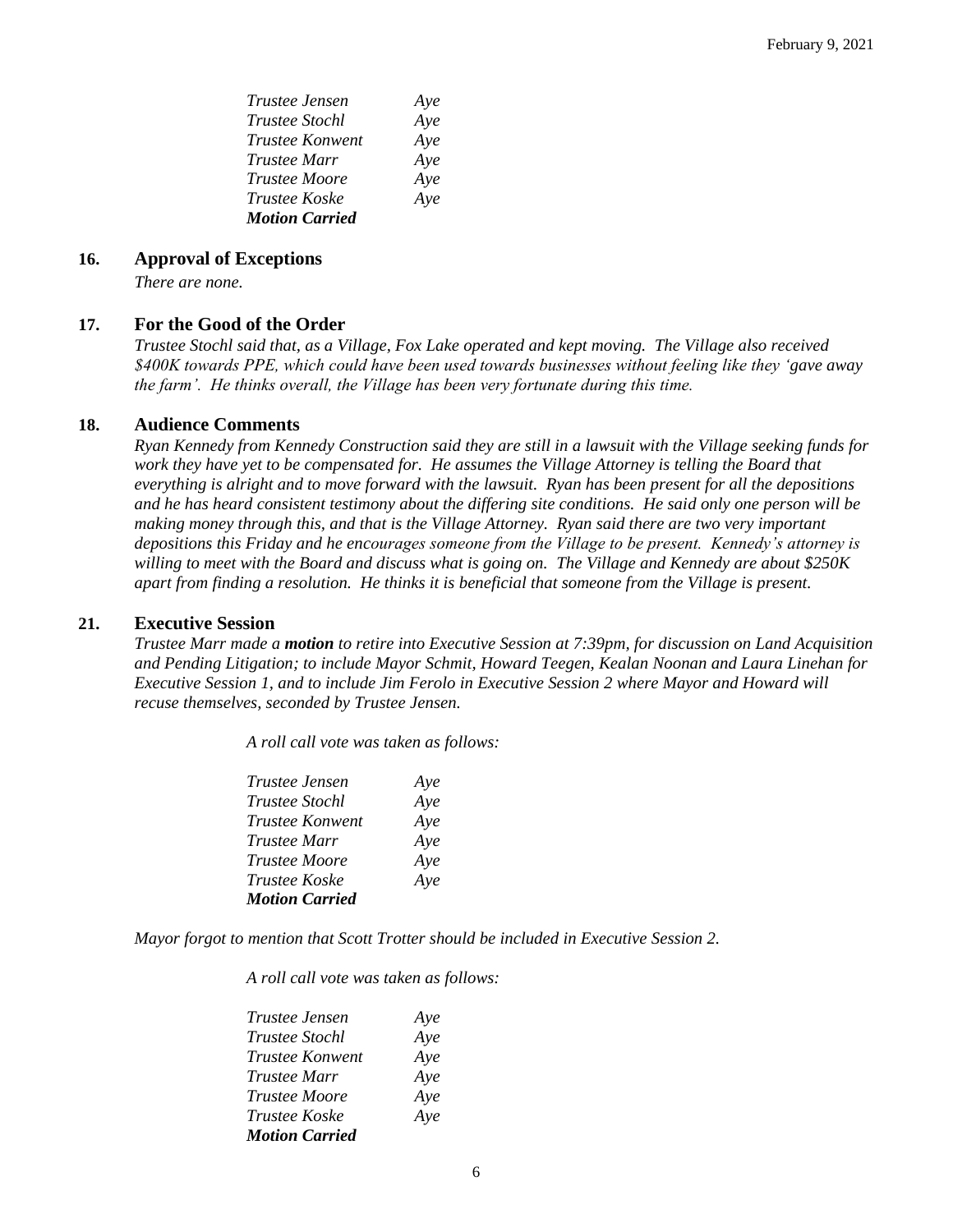| | |
|---|---|
| *Trustee Jensen* | *Aye* |
| *Trustee Stochl* | *Aye* |
| *Trustee Konwent* | *Aye* |
| *Trustee Marr* | *Aye* |
| *Trustee Moore* | *Aye* |
| *Trustee Koske* | *Aye* |
| ***Motion Carried*** | |

## 16. Approval of Exceptions

*There are none.*

## 17. For the Good of the Order

*Trustee Stochl said that, as a Village, Fox Lake operated and kept moving. The Village also received $400K towards PPE, which could have been used towards businesses without feeling like they 'gave away the farm'. He thinks overall, the Village has been very fortunate during this time.*

## 18. Audience Comments

*Ryan Kennedy from Kennedy Construction said they are still in a lawsuit with the Village seeking funds for work they have yet to be compensated for. He assumes the Village Attorney is telling the Board that everything is alright and to move forward with the lawsuit. Ryan has been present for all the depositions and he has heard consistent testimony about the differing site conditions. He said only one person will be making money through this, and that is the Village Attorney. Ryan said there are two very important depositions this Friday and he encourages someone from the Village to be present. Kennedy's attorney is willing to meet with the Board and discuss what is going on. The Village and Kennedy are about $250K apart from finding a resolution. He thinks it is beneficial that someone from the Village is present.*

## 21. Executive Session

*Trustee Marr made a **motion** to retire into Executive Session at 7:39pm, for discussion on Land Acquisition and Pending Litigation; to include Mayor Schmit, Howard Teegen, Kealan Noonan and Laura Linehan for Executive Session 1, and to include Jim Ferolo in Executive Session 2 where Mayor and Howard will recuse themselves, seconded by Trustee Jensen.*

*A roll call vote was taken as follows:*

| | |
|---|---|
| *Trustee Jensen* | *Aye* |
| *Trustee Stochl* | *Aye* |
| *Trustee Konwent* | *Aye* |
| *Trustee Marr* | *Aye* |
| *Trustee Moore* | *Aye* |
| *Trustee Koske* | *Aye* |
| ***Motion Carried*** | |

*Mayor forgot to mention that Scott Trotter should be included in Executive Session 2.*

*A roll call vote was taken as follows:*

| | |
|---|---|
| *Trustee Jensen* | *Aye* |
| *Trustee Stochl* | *Aye* |
| *Trustee Konwent* | *Aye* |
| *Trustee Marr* | *Aye* |
| *Trustee Moore* | *Aye* |
| *Trustee Koske* | *Aye* |
| ***Motion Carried*** | |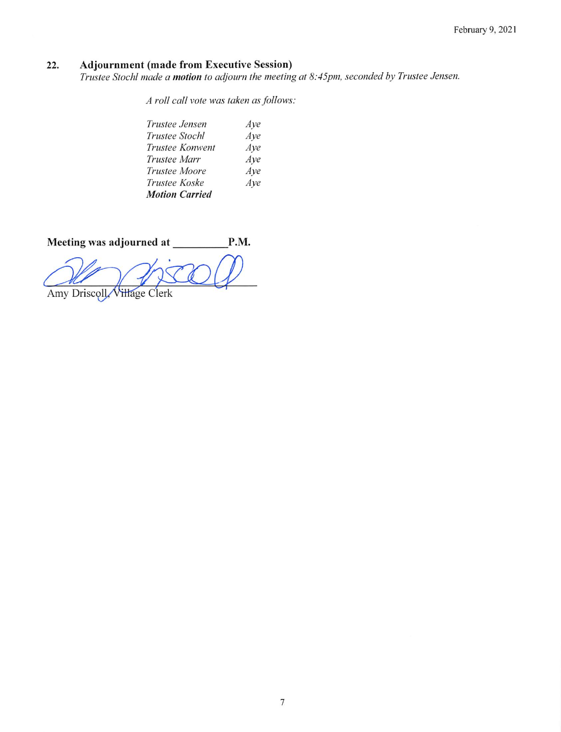## 22. Adjournment (made from Executive Session)

*Trustee Stochl made a **motion** to adjourn the meeting at 8:45pm, seconded by Trustee Jensen.*

*A roll call vote was taken as follows:*

| | |
|---|---|
| *Trustee Jensen* | *Aye* |
| *Trustee Stochl* | *Aye* |
| *Trustee Konwent* | *Aye* |
| *Trustee Marr* | *Aye* |
| *Trustee Moore* | *Aye* |
| *Trustee Koske* | *Aye* |
| ***Motion Carried*** | |

**Meeting was adjourned at \_\_\_\_\_\_\_\_\_\_P.M.**

Amy Driscoll, Village Clerk